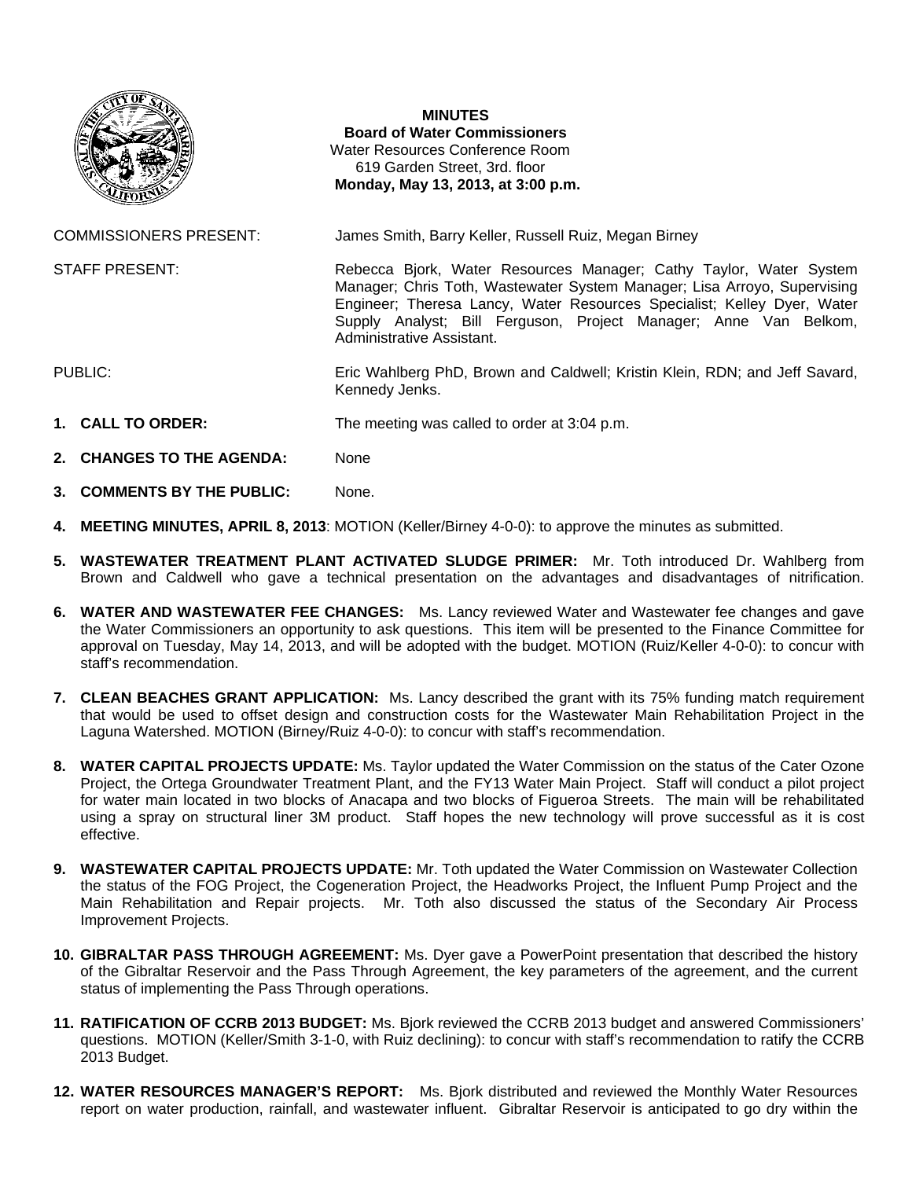**MINUTES**
**Board of Water Commissioners**
Water Resources Conference Room
619 Garden Street, 3rd. floor
**Monday, May 13, 2013, at 3:00 p.m.**

COMMISSIONERS PRESENT: James Smith, Barry Keller, Russell Ruiz, Megan Birney

STAFF PRESENT: Rebecca Bjork, Water Resources Manager; Cathy Taylor, Water System Manager; Chris Toth, Wastewater System Manager; Lisa Arroyo, Supervising Engineer; Theresa Lancy, Water Resources Specialist; Kelley Dyer, Water Supply Analyst; Bill Ferguson, Project Manager; Anne Van Belkom, Administrative Assistant.

PUBLIC: Eric Wahlberg PhD, Brown and Caldwell; Kristin Klein, RDN; and Jeff Savard, Kennedy Jenks.

1. **CALL TO ORDER:** The meeting was called to order at 3:04 p.m.

2. **CHANGES TO THE AGENDA:** None

3. **COMMENTS BY THE PUBLIC:** None.

4. **MEETING MINUTES, APRIL 8, 2013**: MOTION (Keller/Birney 4-0-0): to approve the minutes as submitted.

5. **WASTEWATER TREATMENT PLANT ACTIVATED SLUDGE PRIMER:** Mr. Toth introduced Dr. Wahlberg from Brown and Caldwell who gave a technical presentation on the advantages and disadvantages of nitrification.

6. **WATER AND WASTEWATER FEE CHANGES:** Ms. Lancy reviewed Water and Wastewater fee changes and gave the Water Commissioners an opportunity to ask questions. This item will be presented to the Finance Committee for approval on Tuesday, May 14, 2013, and will be adopted with the budget. MOTION (Ruiz/Keller 4-0-0): to concur with staff's recommendation.

7. **CLEAN BEACHES GRANT APPLICATION:** Ms. Lancy described the grant with its 75% funding match requirement that would be used to offset design and construction costs for the Wastewater Main Rehabilitation Project in the Laguna Watershed. MOTION (Birney/Ruiz 4-0-0): to concur with staff's recommendation.

8. **WATER CAPITAL PROJECTS UPDATE:** Ms. Taylor updated the Water Commission on the status of the Cater Ozone Project, the Ortega Groundwater Treatment Plant, and the FY13 Water Main Project. Staff will conduct a pilot project for water main located in two blocks of Anacapa and two blocks of Figueroa Streets. The main will be rehabilitated using a spray on structural liner 3M product. Staff hopes the new technology will prove successful as it is cost effective.

9. **WASTEWATER CAPITAL PROJECTS UPDATE:** Mr. Toth updated the Water Commission on Wastewater Collection the status of the FOG Project, the Cogeneration Project, the Headworks Project, the Influent Pump Project and the Main Rehabilitation and Repair projects. Mr. Toth also discussed the status of the Secondary Air Process Improvement Projects.

10. **GIBRALTAR PASS THROUGH AGREEMENT:** Ms. Dyer gave a PowerPoint presentation that described the history of the Gibraltar Reservoir and the Pass Through Agreement, the key parameters of the agreement, and the current status of implementing the Pass Through operations.

11. **RATIFICATION OF CCRB 2013 BUDGET:** Ms. Bjork reviewed the CCRB 2013 budget and answered Commissioners' questions. MOTION (Keller/Smith 3-1-0, with Ruiz declining): to concur with staff's recommendation to ratify the CCRB 2013 Budget.

12. **WATER RESOURCES MANAGER'S REPORT:** Ms. Bjork distributed and reviewed the Monthly Water Resources report on water production, rainfall, and wastewater influent. Gibraltar Reservoir is anticipated to go dry within the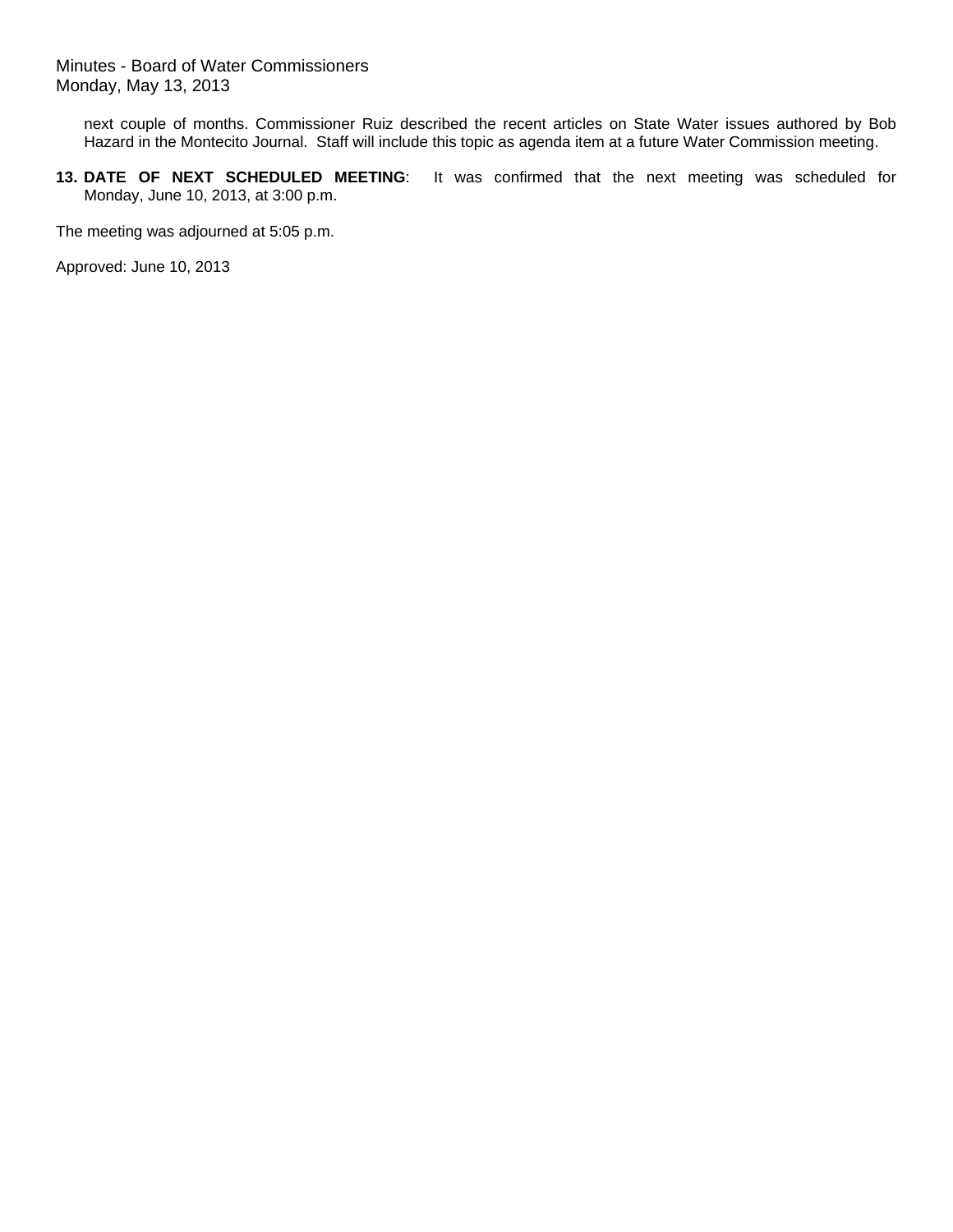next couple of months. Commissioner Ruiz described the recent articles on State Water issues authored by Bob Hazard in the Montecito Journal. Staff will include this topic as agenda item at a future Water Commission meeting.

13. **DATE OF NEXT SCHEDULED MEETING**: It was confirmed that the next meeting was scheduled for Monday, June 10, 2013, at 3:00 p.m.

The meeting was adjourned at 5:05 p.m.

Approved: June 10, 2013